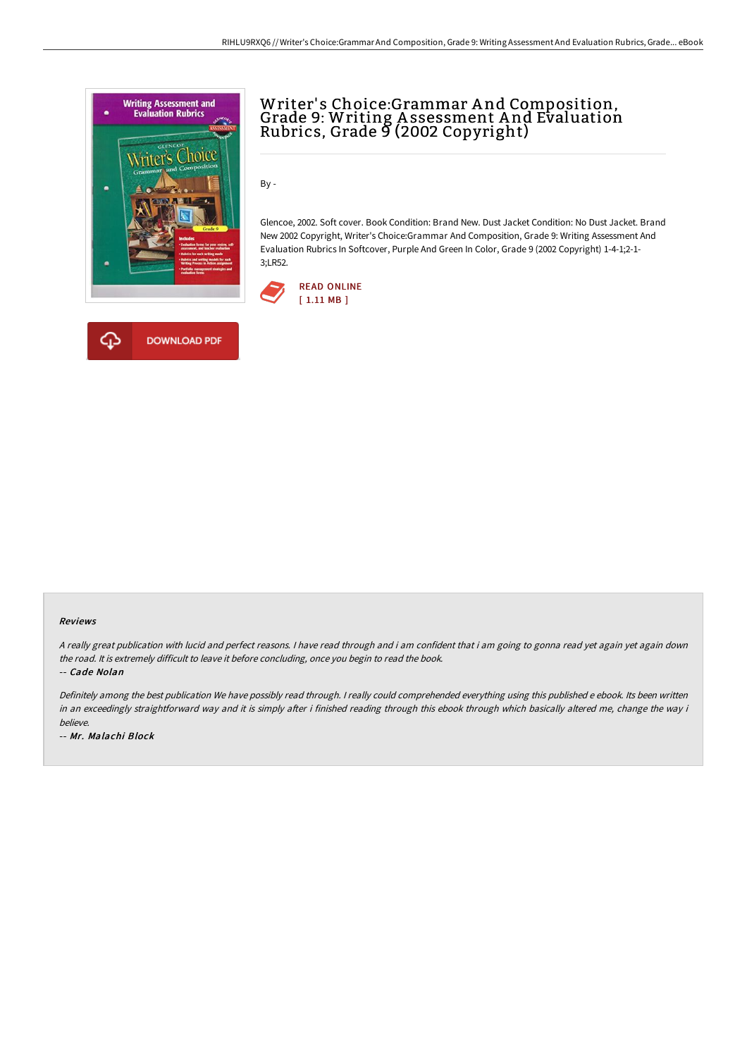# Writer's Choice:Grammar And Composition, Grade 9: Writing Assessment And Evaluation Rubrics, Grade 9 (2002 Copyright)

By -

Glencoe, 2002. Soft cover. Book Condition: Brand New. Dust Jacket Condition: No Dust Jacket. Brand New 2002 Copyright, Writer's Choice:Grammar And Composition, Grade 9: Writing Assessment And Evaluation Rubrics In Softcover, Purple And Green In Color, Grade 9 (2002 Copyright) 1-4-1;2-1-3;LR52.

READ ONLINE
[ 1.11 MB ]

DOWNLOAD PDF

### Reviews

*A really great publication with lucid and perfect reasons. I have read through and i am confident that i am going to gonna read yet again yet again down the road. It is extremely difficult to leave it before concluding, once you begin to read the book.*

-- ***Cade Nolan***

*Definitely among the best publication We have possibly read through. I really could comprehended everything using this published e ebook. Its been written in an exceedingly straightforward way and it is simply after i finished reading through this ebook through which basically altered me, change the way i believe.*

-- ***Mr. Malachi Block***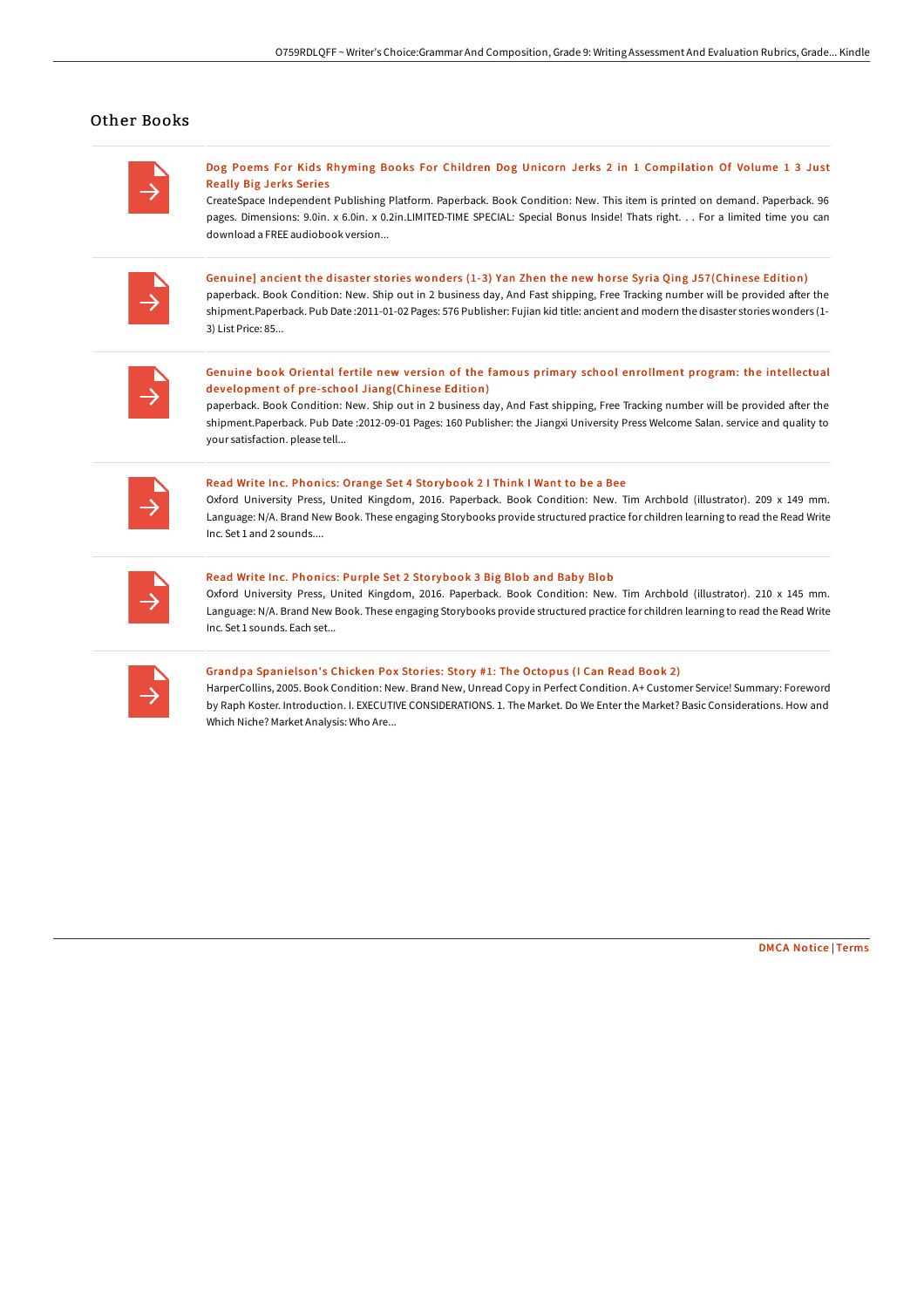## Other Books

**Dog Poems For Kids Rhyming Books For Children Dog Unicorn Jerks 2 in 1 Compilation Of Volume 1 3 Just Really Big Jerks Series**

CreateSpace Independent Publishing Platform. Paperback. Book Condition: New. This item is printed on demand. Paperback. 96 pages. Dimensions: 9.0in. x 6.0in. x 0.2in.LIMITED-TIME SPECIAL: Special Bonus Inside! Thats right. . . For a limited time you can download a FREE audiobook version...

**Genuine] ancient the disaster stories wonders (1-3) Yan Zhen the new horse Syria Qing J57(Chinese Edition)**

paperback. Book Condition: New. Ship out in 2 business day, And Fast shipping, Free Tracking number will be provided after the shipment.Paperback. Pub Date :2011-01-02 Pages: 576 Publisher: Fujian kid title: ancient and modern the disaster stories wonders (1-3) List Price: 85...

**Genuine book Oriental fertile new version of the famous primary school enrollment program: the intellectual development of pre-school Jiang(Chinese Edition)**

paperback. Book Condition: New. Ship out in 2 business day, And Fast shipping, Free Tracking number will be provided after the shipment.Paperback. Pub Date :2012-09-01 Pages: 160 Publisher: the Jiangxi University Press Welcome Salan. service and quality to your satisfaction. please tell...

**Read Write Inc. Phonics: Orange Set 4 Storybook 2 I Think I Want to be a Bee**

Oxford University Press, United Kingdom, 2016. Paperback. Book Condition: New. Tim Archbold (illustrator). 209 x 149 mm. Language: N/A. Brand New Book. These engaging Storybooks provide structured practice for children learning to read the Read Write Inc. Set 1 and 2 sounds....

**Read Write Inc. Phonics: Purple Set 2 Storybook 3 Big Blob and Baby Blob**

Oxford University Press, United Kingdom, 2016. Paperback. Book Condition: New. Tim Archbold (illustrator). 210 x 145 mm. Language: N/A. Brand New Book. These engaging Storybooks provide structured practice for children learning to read the Read Write Inc. Set 1 sounds. Each set...

**Grandpa Spanielson's Chicken Pox Stories: Story #1: The Octopus (I Can Read Book 2)**

HarperCollins, 2005. Book Condition: New. Brand New, Unread Copy in Perfect Condition. A+ Customer Service! Summary: Foreword by Raph Koster. Introduction. I. EXECUTIVE CONSIDERATIONS. 1. The Market. Do We Enter the Market? Basic Considerations. How and Which Niche? Market Analysis: Who Are...